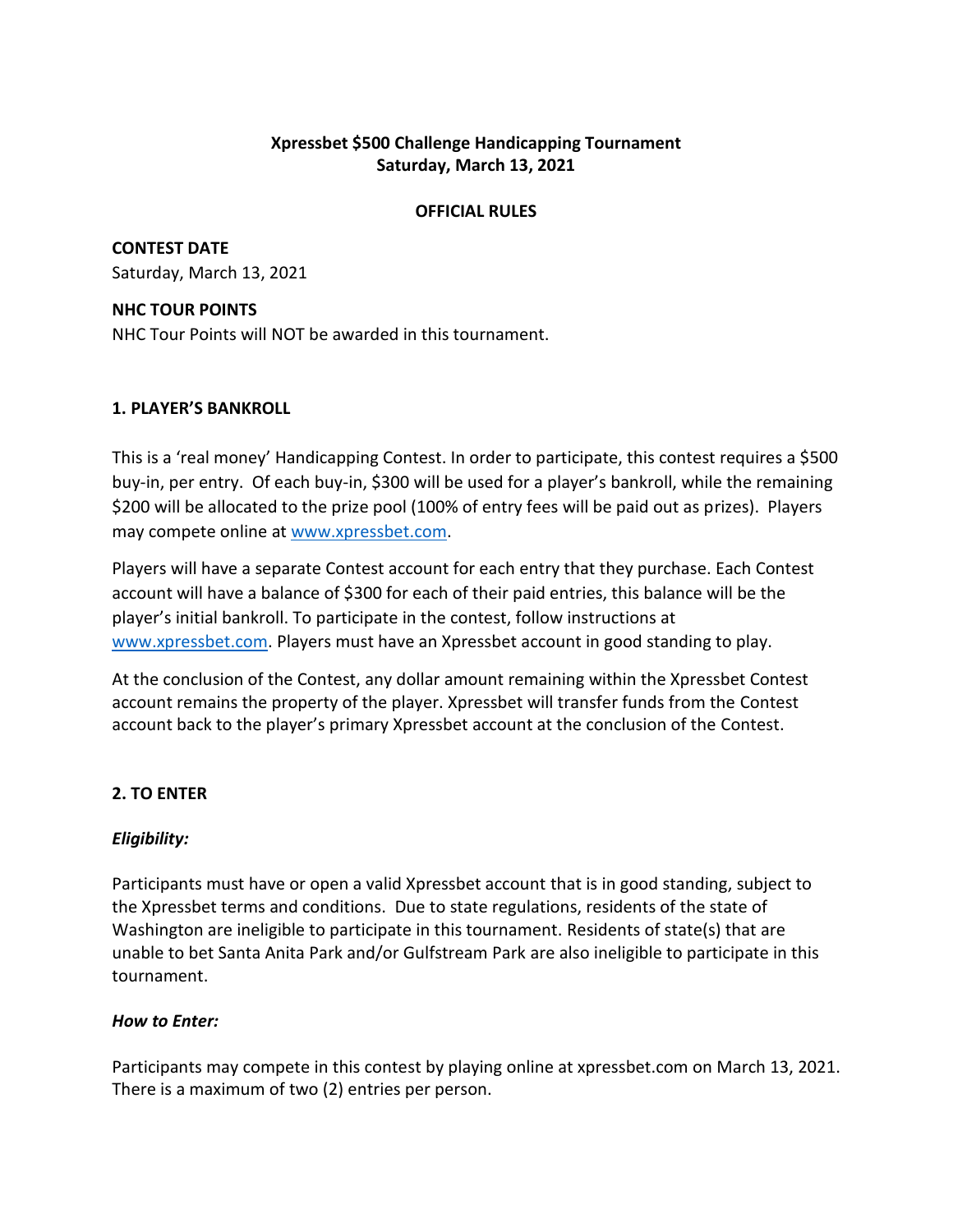# Xpressbet $500 Challenge Handicapping Tournament
# Saturday, March 13, 2021

## OFFICIAL RULES

**CONTEST DATE**
Saturday, March 13, 2021

**NHC TOUR POINTS**
NHC Tour Points will NOT be awarded in this tournament.

## 1. PLAYER'S BANKROLL

This is a 'real money' Handicapping Contest. In order to participate, this contest requires a $500 buy-in, per entry. Of each buy-in, $300 will be used for a player's bankroll, while the remaining $200 will be allocated to the prize pool (100% of entry fees will be paid out as prizes). Players may compete online at [www.xpressbet.com](http://www.xpressbet.com).

Players will have a separate Contest account for each entry that they purchase. Each Contest account will have a balance of $300 for each of their paid entries, this balance will be the player's initial bankroll. To participate in the contest, follow instructions at [www.xpressbet.com](http://www.xpressbet.com). Players must have an Xpressbet account in good standing to play.

At the conclusion of the Contest, any dollar amount remaining within the Xpressbet Contest account remains the property of the player. Xpressbet will transfer funds from the Contest account back to the player's primary Xpressbet account at the conclusion of the Contest.

## 2. TO ENTER

### *Eligibility:*

Participants must have or open a valid Xpressbet account that is in good standing, subject to the Xpressbet terms and conditions. Due to state regulations, residents of the state of Washington are ineligible to participate in this tournament. Residents of state(s) that are unable to bet Santa Anita Park and/or Gulfstream Park are also ineligible to participate in this tournament.

### *How to Enter:*

Participants may compete in this contest by playing online at xpressbet.com on March 13, 2021. There is a maximum of two (2) entries per person.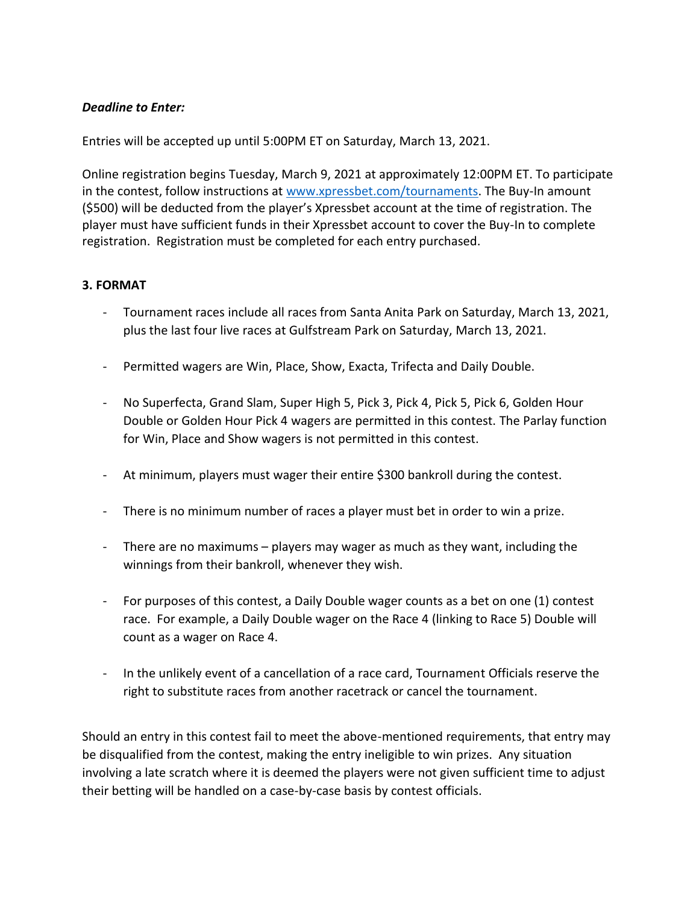***Deadline to Enter:***

Entries will be accepted up until 5:00PM ET on Saturday, March 13, 2021.

Online registration begins Tuesday, March 9, 2021 at approximately 12:00PM ET. To participate in the contest, follow instructions at [www.xpressbet.com/tournaments](www.xpressbet.com/tournaments). The Buy-In amount ($500) will be deducted from the player's Xpressbet account at the time of registration. The player must have sufficient funds in their Xpressbet account to cover the Buy-In to complete registration. Registration must be completed for each entry purchased.

**3. FORMAT**

- Tournament races include all races from Santa Anita Park on Saturday, March 13, 2021, plus the last four live races at Gulfstream Park on Saturday, March 13, 2021.
- Permitted wagers are Win, Place, Show, Exacta, Trifecta and Daily Double.
- No Superfecta, Grand Slam, Super High 5, Pick 3, Pick 4, Pick 5, Pick 6, Golden Hour Double or Golden Hour Pick 4 wagers are permitted in this contest. The Parlay function for Win, Place and Show wagers is not permitted in this contest.
- At minimum, players must wager their entire $300 bankroll during the contest.
- There is no minimum number of races a player must bet in order to win a prize.
- There are no maximums – players may wager as much as they want, including the winnings from their bankroll, whenever they wish.
- For purposes of this contest, a Daily Double wager counts as a bet on one (1) contest race. For example, a Daily Double wager on the Race 4 (linking to Race 5) Double will count as a wager on Race 4.
- In the unlikely event of a cancellation of a race card, Tournament Officials reserve the right to substitute races from another racetrack or cancel the tournament.

Should an entry in this contest fail to meet the above-mentioned requirements, that entry may be disqualified from the contest, making the entry ineligible to win prizes. Any situation involving a late scratch where it is deemed the players were not given sufficient time to adjust their betting will be handled on a case-by-case basis by contest officials.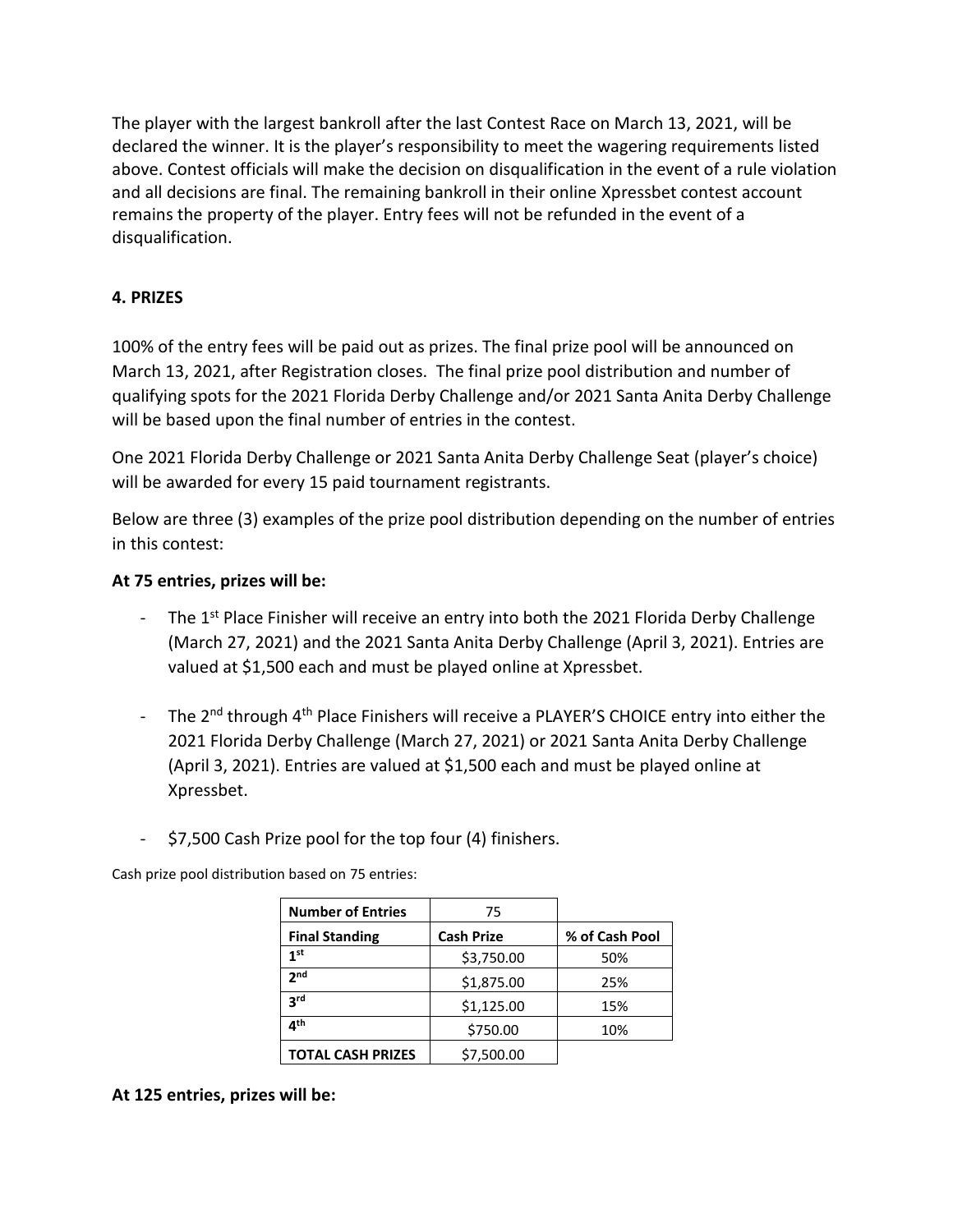The player with the largest bankroll after the last Contest Race on March 13, 2021, will be declared the winner. It is the player's responsibility to meet the wagering requirements listed above. Contest officials will make the decision on disqualification in the event of a rule violation and all decisions are final. The remaining bankroll in their online Xpressbet contest account remains the property of the player. Entry fees will not be refunded in the event of a disqualification.

## 4. PRIZES

100% of the entry fees will be paid out as prizes. The final prize pool will be announced on March 13, 2021, after Registration closes. The final prize pool distribution and number of qualifying spots for the 2021 Florida Derby Challenge and/or 2021 Santa Anita Derby Challenge will be based upon the final number of entries in the contest.

One 2021 Florida Derby Challenge or 2021 Santa Anita Derby Challenge Seat (player's choice) will be awarded for every 15 paid tournament registrants.

Below are three (3) examples of the prize pool distribution depending on the number of entries in this contest:

**At 75 entries, prizes will be:**

- The 1st Place Finisher will receive an entry into both the 2021 Florida Derby Challenge (March 27, 2021) and the 2021 Santa Anita Derby Challenge (April 3, 2021). Entries are valued at $1,500 each and must be played online at Xpressbet.
- The 2nd through 4th Place Finishers will receive a PLAYER'S CHOICE entry into either the 2021 Florida Derby Challenge (March 27, 2021) or 2021 Santa Anita Derby Challenge (April 3, 2021). Entries are valued at $1,500 each and must be played online at Xpressbet.
- $7,500 Cash Prize pool for the top four (4) finishers.

Cash prize pool distribution based on 75 entries:

| Number of Entries | 75 | |
|---|---|---|
| **Final Standing** | **Cash Prize** | **% of Cash Pool** |
| **1st** | $3,750.00 | 50% |
| **2nd** | $1,875.00 | 25% |
| **3rd** | $1,125.00 | 15% |
| **4th** | $750.00 | 10% |
| **TOTAL CASH PRIZES** | $7,500.00 | |

**At 125 entries, prizes will be:**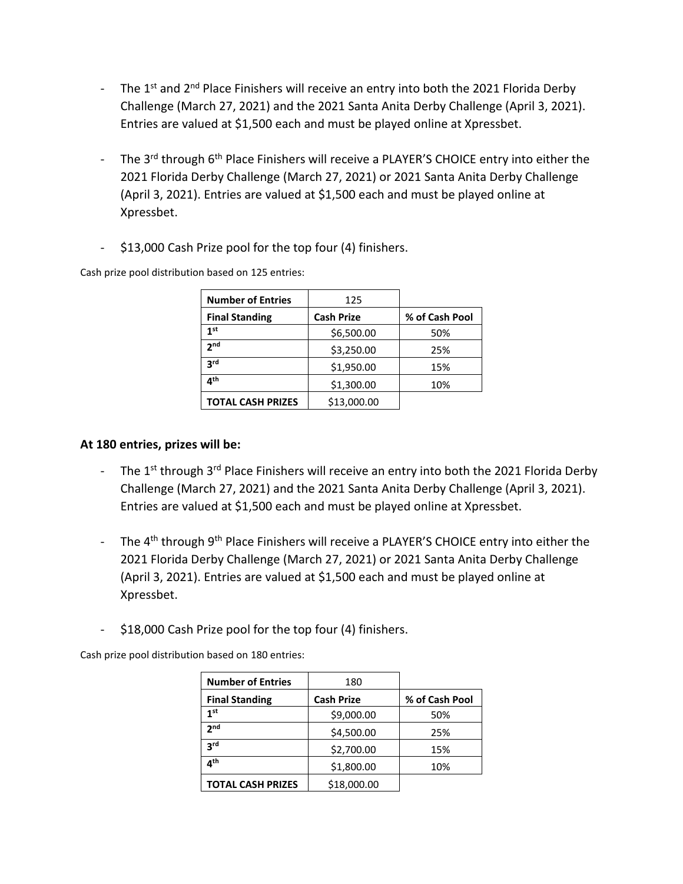- The 1st and 2nd Place Finishers will receive an entry into both the 2021 Florida Derby Challenge (March 27, 2021) and the 2021 Santa Anita Derby Challenge (April 3, 2021). Entries are valued at $1,500 each and must be played online at Xpressbet.

- The 3rd through 6th Place Finishers will receive a PLAYER'S CHOICE entry into either the 2021 Florida Derby Challenge (March 27, 2021) or 2021 Santa Anita Derby Challenge (April 3, 2021). Entries are valued at $1,500 each and must be played online at Xpressbet.

- $13,000 Cash Prize pool for the top four (4) finishers.

Cash prize pool distribution based on 125 entries:

| **Number of Entries** | 125 | |
|---|---|---|
| **Final Standing** | **Cash Prize** | **% of Cash Pool** |
| **1st** | $6,500.00 | 50% |
| **2nd** | $3,250.00 | 25% |
| **3rd** | $1,950.00 | 15% |
| **4th** | $1,300.00 | 10% |
| **TOTAL CASH PRIZES** | $13,000.00 | |

**At 180 entries, prizes will be:**

- The 1st through 3rd Place Finishers will receive an entry into both the 2021 Florida Derby Challenge (March 27, 2021) and the 2021 Santa Anita Derby Challenge (April 3, 2021). Entries are valued at $1,500 each and must be played online at Xpressbet.

- The 4th through 9th Place Finishers will receive a PLAYER'S CHOICE entry into either the 2021 Florida Derby Challenge (March 27, 2021) or 2021 Santa Anita Derby Challenge (April 3, 2021). Entries are valued at $1,500 each and must be played online at Xpressbet.

- $18,000 Cash Prize pool for the top four (4) finishers.

Cash prize pool distribution based on 180 entries:

| **Number of Entries** | 180 | |
|---|---|---|
| **Final Standing** | **Cash Prize** | **% of Cash Pool** |
| **1st** | $9,000.00 | 50% |
| **2nd** | $4,500.00 | 25% |
| **3rd** | $2,700.00 | 15% |
| **4th** | $1,800.00 | 10% |
| **TOTAL CASH PRIZES** | $18,000.00 | |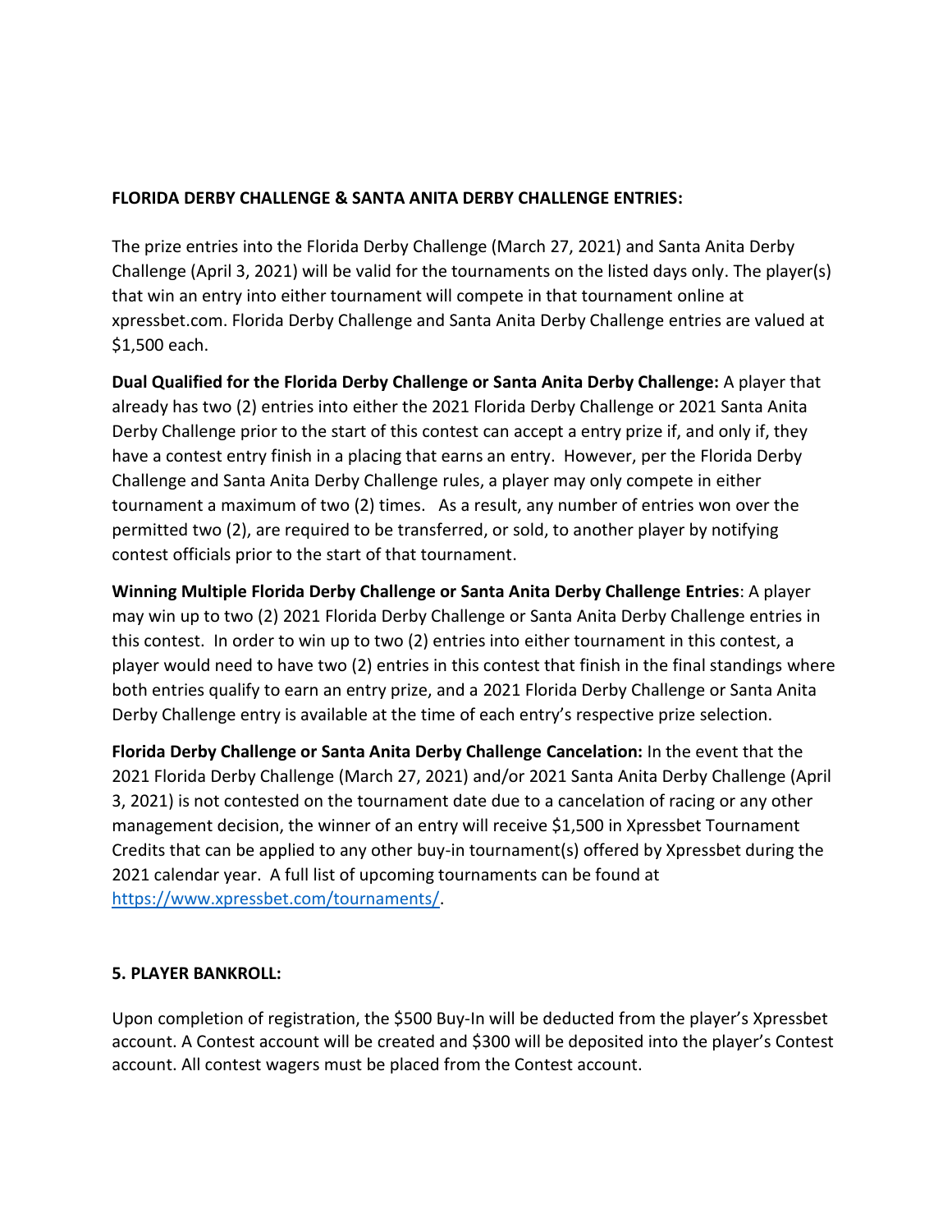**FLORIDA DERBY CHALLENGE & SANTA ANITA DERBY CHALLENGE ENTRIES:**

The prize entries into the Florida Derby Challenge (March 27, 2021) and Santa Anita Derby Challenge (April 3, 2021) will be valid for the tournaments on the listed days only. The player(s) that win an entry into either tournament will compete in that tournament online at xpressbet.com. Florida Derby Challenge and Santa Anita Derby Challenge entries are valued at $1,500 each.

**Dual Qualified for the Florida Derby Challenge or Santa Anita Derby Challenge:** A player that already has two (2) entries into either the 2021 Florida Derby Challenge or 2021 Santa Anita Derby Challenge prior to the start of this contest can accept a entry prize if, and only if, they have a contest entry finish in a placing that earns an entry. However, per the Florida Derby Challenge and Santa Anita Derby Challenge rules, a player may only compete in either tournament a maximum of two (2) times. As a result, any number of entries won over the permitted two (2), are required to be transferred, or sold, to another player by notifying contest officials prior to the start of that tournament.

**Winning Multiple Florida Derby Challenge or Santa Anita Derby Challenge Entries**: A player may win up to two (2) 2021 Florida Derby Challenge or Santa Anita Derby Challenge entries in this contest. In order to win up to two (2) entries into either tournament in this contest, a player would need to have two (2) entries in this contest that finish in the final standings where both entries qualify to earn an entry prize, and a 2021 Florida Derby Challenge or Santa Anita Derby Challenge entry is available at the time of each entry's respective prize selection.

**Florida Derby Challenge or Santa Anita Derby Challenge Cancelation:** In the event that the 2021 Florida Derby Challenge (March 27, 2021) and/or 2021 Santa Anita Derby Challenge (April 3, 2021) is not contested on the tournament date due to a cancelation of racing or any other management decision, the winner of an entry will receive $1,500 in Xpressbet Tournament Credits that can be applied to any other buy-in tournament(s) offered by Xpressbet during the 2021 calendar year. A full list of upcoming tournaments can be found at https://www.xpressbet.com/tournaments/.

**5. PLAYER BANKROLL:**

Upon completion of registration, the $500 Buy-In will be deducted from the player's Xpressbet account. A Contest account will be created and $300 will be deposited into the player's Contest account. All contest wagers must be placed from the Contest account.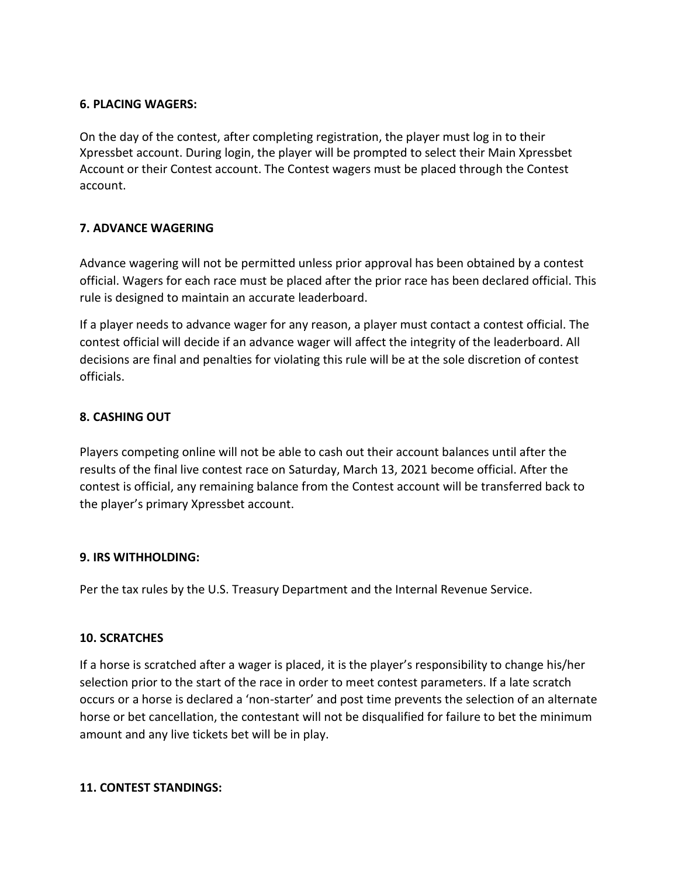**6. PLACING WAGERS:**

On the day of the contest, after completing registration, the player must log in to their Xpressbet account. During login, the player will be prompted to select their Main Xpressbet Account or their Contest account. The Contest wagers must be placed through the Contest account.

**7. ADVANCE WAGERING**

Advance wagering will not be permitted unless prior approval has been obtained by a contest official. Wagers for each race must be placed after the prior race has been declared official. This rule is designed to maintain an accurate leaderboard.

If a player needs to advance wager for any reason, a player must contact a contest official. The contest official will decide if an advance wager will affect the integrity of the leaderboard. All decisions are final and penalties for violating this rule will be at the sole discretion of contest officials.

**8. CASHING OUT**

Players competing online will not be able to cash out their account balances until after the results of the final live contest race on Saturday, March 13, 2021 become official. After the contest is official, any remaining balance from the Contest account will be transferred back to the player's primary Xpressbet account.

**9. IRS WITHHOLDING:**

Per the tax rules by the U.S. Treasury Department and the Internal Revenue Service.

**10. SCRATCHES**

If a horse is scratched after a wager is placed, it is the player's responsibility to change his/her selection prior to the start of the race in order to meet contest parameters. If a late scratch occurs or a horse is declared a 'non-starter' and post time prevents the selection of an alternate horse or bet cancellation, the contestant will not be disqualified for failure to bet the minimum amount and any live tickets bet will be in play.

**11. CONTEST STANDINGS:**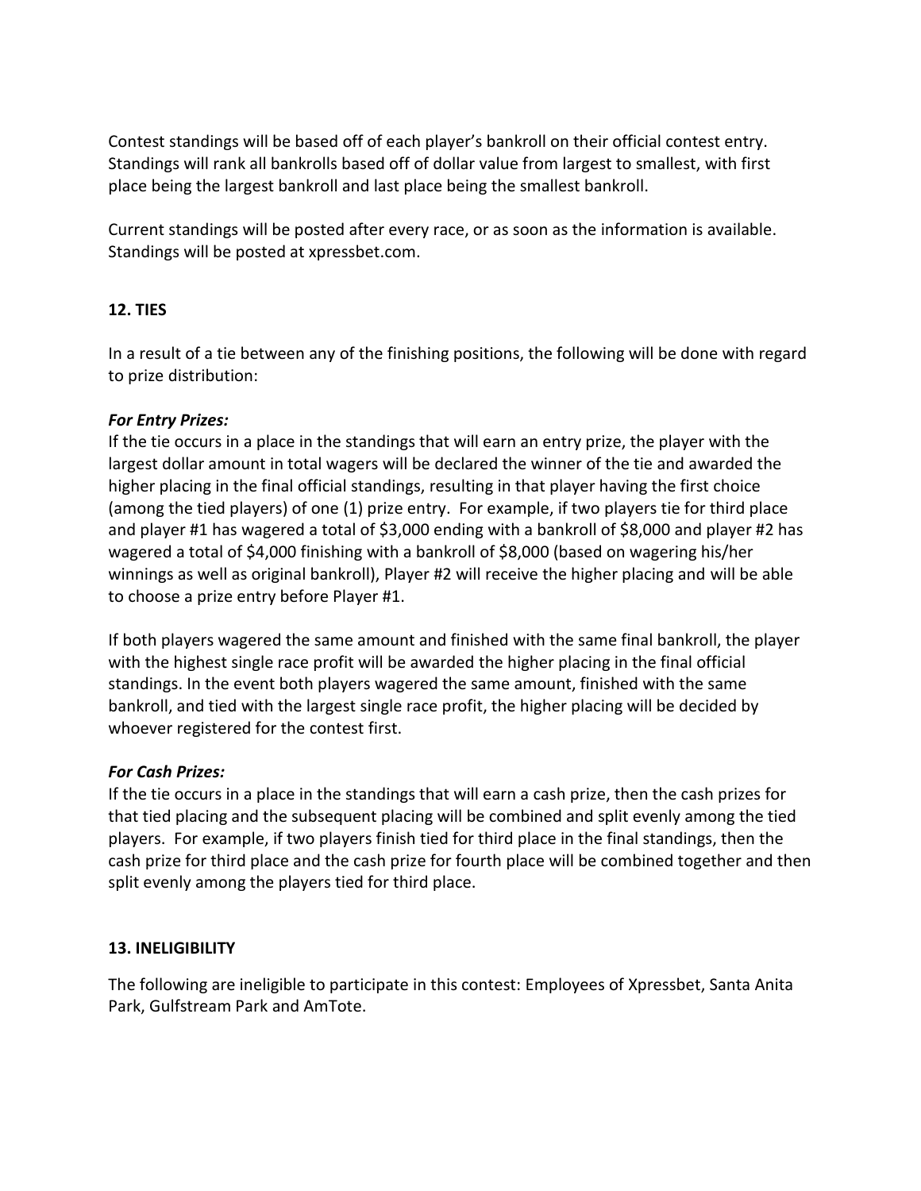Contest standings will be based off of each player's bankroll on their official contest entry. Standings will rank all bankrolls based off of dollar value from largest to smallest, with first place being the largest bankroll and last place being the smallest bankroll.

Current standings will be posted after every race, or as soon as the information is available. Standings will be posted at xpressbet.com.

## 12. TIES

In a result of a tie between any of the finishing positions, the following will be done with regard to prize distribution:

***For Entry Prizes:***
If the tie occurs in a place in the standings that will earn an entry prize, the player with the largest dollar amount in total wagers will be declared the winner of the tie and awarded the higher placing in the final official standings, resulting in that player having the first choice (among the tied players) of one (1) prize entry. For example, if two players tie for third place and player #1 has wagered a total of $3,000 ending with a bankroll of $8,000 and player #2 has wagered a total of $4,000 finishing with a bankroll of $8,000 (based on wagering his/her winnings as well as original bankroll), Player #2 will receive the higher placing and will be able to choose a prize entry before Player #1.

If both players wagered the same amount and finished with the same final bankroll, the player with the highest single race profit will be awarded the higher placing in the final official standings. In the event both players wagered the same amount, finished with the same bankroll, and tied with the largest single race profit, the higher placing will be decided by whoever registered for the contest first.

***For Cash Prizes:***
If the tie occurs in a place in the standings that will earn a cash prize, then the cash prizes for that tied placing and the subsequent placing will be combined and split evenly among the tied players. For example, if two players finish tied for third place in the final standings, then the cash prize for third place and the cash prize for fourth place will be combined together and then split evenly among the players tied for third place.

## 13. INELIGIBILITY

The following are ineligible to participate in this contest: Employees of Xpressbet, Santa Anita Park, Gulfstream Park and AmTote.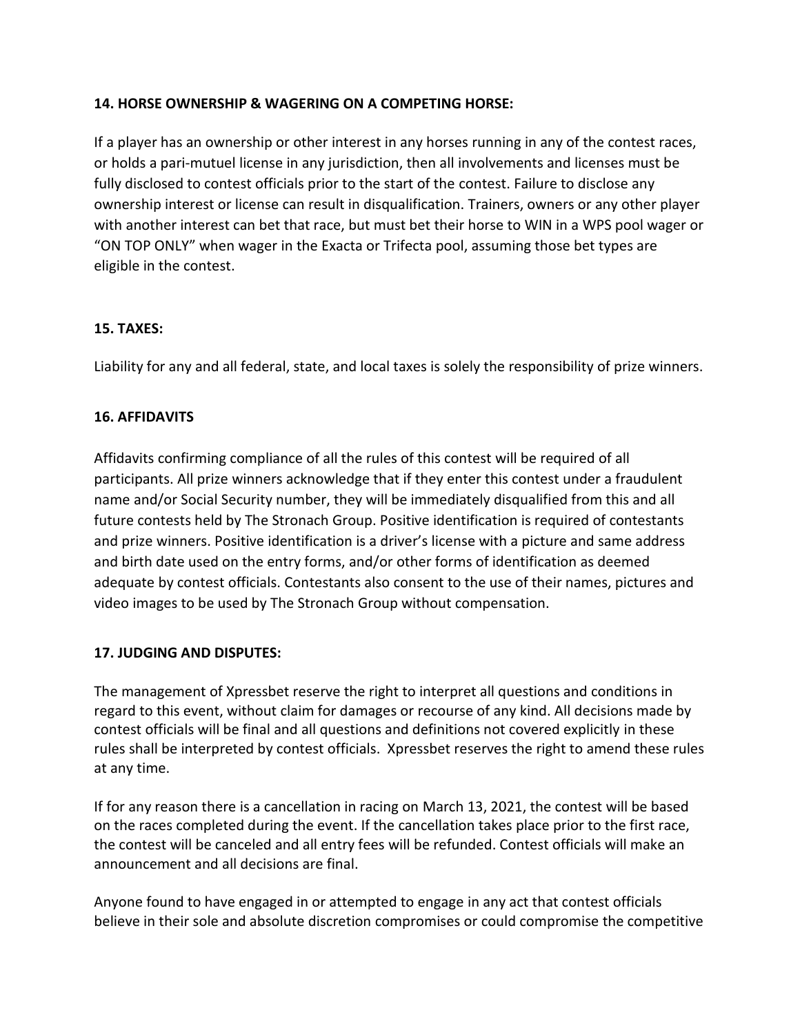**14. HORSE OWNERSHIP & WAGERING ON A COMPETING HORSE:**

If a player has an ownership or other interest in any horses running in any of the contest races, or holds a pari-mutuel license in any jurisdiction, then all involvements and licenses must be fully disclosed to contest officials prior to the start of the contest. Failure to disclose any ownership interest or license can result in disqualification. Trainers, owners or any other player with another interest can bet that race, but must bet their horse to WIN in a WPS pool wager or "ON TOP ONLY" when wager in the Exacta or Trifecta pool, assuming those bet types are eligible in the contest.

**15. TAXES:**

Liability for any and all federal, state, and local taxes is solely the responsibility of prize winners.

**16. AFFIDAVITS**

Affidavits confirming compliance of all the rules of this contest will be required of all participants. All prize winners acknowledge that if they enter this contest under a fraudulent name and/or Social Security number, they will be immediately disqualified from this and all future contests held by The Stronach Group. Positive identification is required of contestants and prize winners. Positive identification is a driver's license with a picture and same address and birth date used on the entry forms, and/or other forms of identification as deemed adequate by contest officials. Contestants also consent to the use of their names, pictures and video images to be used by The Stronach Group without compensation.

**17. JUDGING AND DISPUTES:**

The management of Xpressbet reserve the right to interpret all questions and conditions in regard to this event, without claim for damages or recourse of any kind. All decisions made by contest officials will be final and all questions and definitions not covered explicitly in these rules shall be interpreted by contest officials. Xpressbet reserves the right to amend these rules at any time.

If for any reason there is a cancellation in racing on March 13, 2021, the contest will be based on the races completed during the event. If the cancellation takes place prior to the first race, the contest will be canceled and all entry fees will be refunded. Contest officials will make an announcement and all decisions are final.

Anyone found to have engaged in or attempted to engage in any act that contest officials believe in their sole and absolute discretion compromises or could compromise the competitive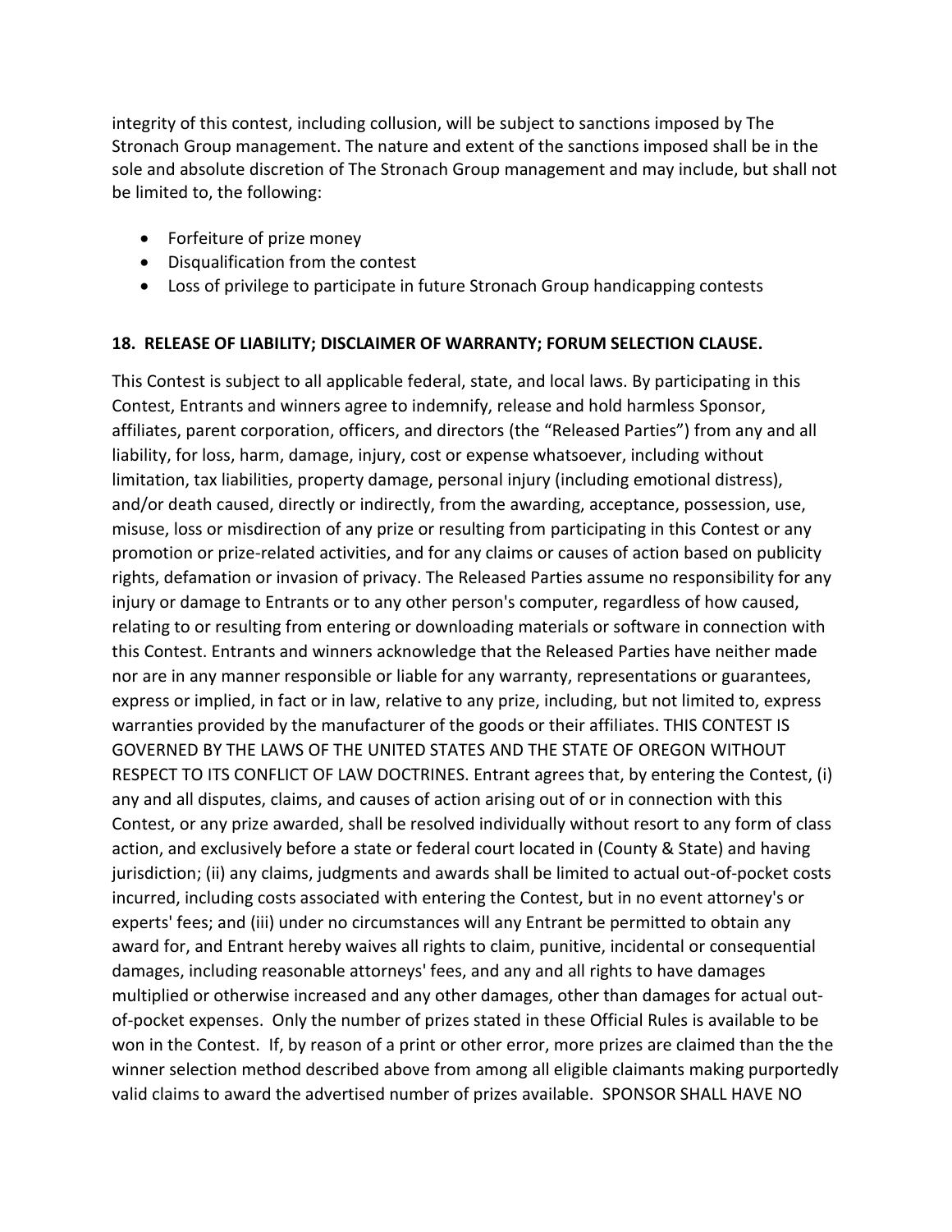integrity of this contest, including collusion, will be subject to sanctions imposed by The Stronach Group management. The nature and extent of the sanctions imposed shall be in the sole and absolute discretion of The Stronach Group management and may include, but shall not be limited to, the following:

- Forfeiture of prize money
- Disqualification from the contest
- Loss of privilege to participate in future Stronach Group handicapping contests

**18. RELEASE OF LIABILITY; DISCLAIMER OF WARRANTY; FORUM SELECTION CLAUSE.**

This Contest is subject to all applicable federal, state, and local laws. By participating in this Contest, Entrants and winners agree to indemnify, release and hold harmless Sponsor, affiliates, parent corporation, officers, and directors (the "Released Parties") from any and all liability, for loss, harm, damage, injury, cost or expense whatsoever, including without limitation, tax liabilities, property damage, personal injury (including emotional distress), and/or death caused, directly or indirectly, from the awarding, acceptance, possession, use, misuse, loss or misdirection of any prize or resulting from participating in this Contest or any promotion or prize-related activities, and for any claims or causes of action based on publicity rights, defamation or invasion of privacy. The Released Parties assume no responsibility for any injury or damage to Entrants or to any other person's computer, regardless of how caused, relating to or resulting from entering or downloading materials or software in connection with this Contest. Entrants and winners acknowledge that the Released Parties have neither made nor are in any manner responsible or liable for any warranty, representations or guarantees, express or implied, in fact or in law, relative to any prize, including, but not limited to, express warranties provided by the manufacturer of the goods or their affiliates. THIS CONTEST IS GOVERNED BY THE LAWS OF THE UNITED STATES AND THE STATE OF OREGON WITHOUT RESPECT TO ITS CONFLICT OF LAW DOCTRINES. Entrant agrees that, by entering the Contest, (i) any and all disputes, claims, and causes of action arising out of or in connection with this Contest, or any prize awarded, shall be resolved individually without resort to any form of class action, and exclusively before a state or federal court located in (County & State) and having jurisdiction; (ii) any claims, judgments and awards shall be limited to actual out-of-pocket costs incurred, including costs associated with entering the Contest, but in no event attorney's or experts' fees; and (iii) under no circumstances will any Entrant be permitted to obtain any award for, and Entrant hereby waives all rights to claim, punitive, incidental or consequential damages, including reasonable attorneys' fees, and any and all rights to have damages multiplied or otherwise increased and any other damages, other than damages for actual out-of-pocket expenses. Only the number of prizes stated in these Official Rules is available to be won in the Contest. If, by reason of a print or other error, more prizes are claimed than the the winner selection method described above from among all eligible claimants making purportedly valid claims to award the advertised number of prizes available. SPONSOR SHALL HAVE NO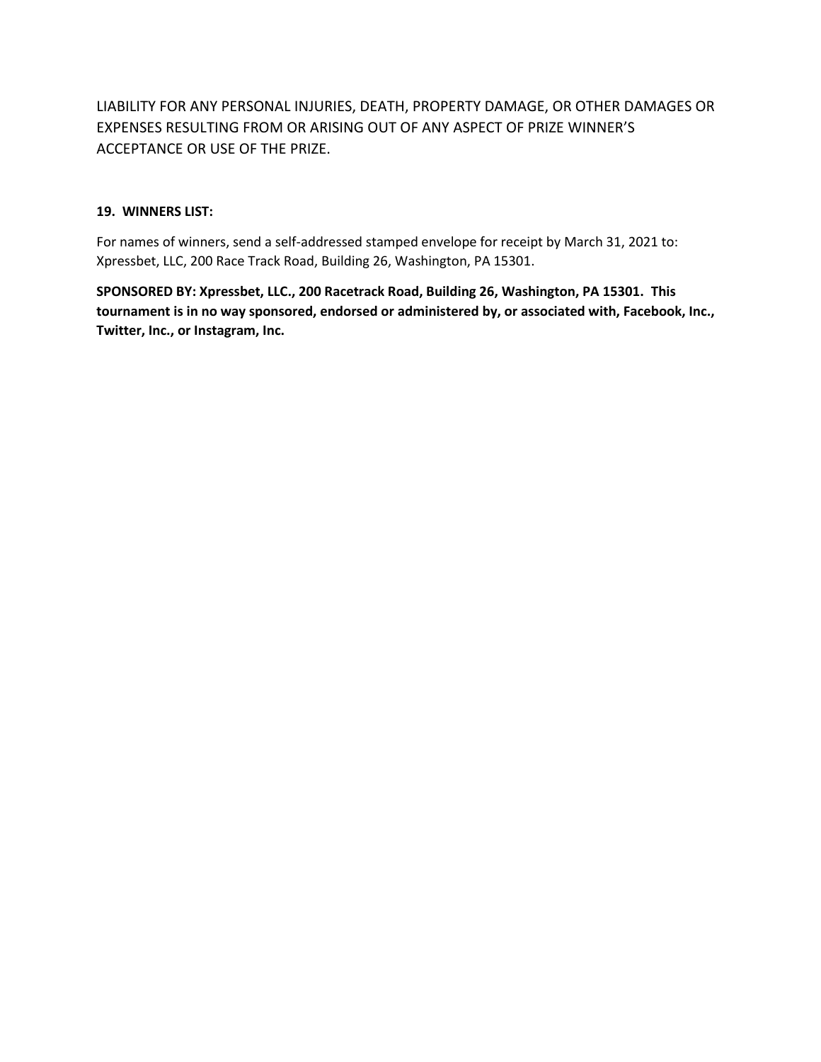LIABILITY FOR ANY PERSONAL INJURIES, DEATH, PROPERTY DAMAGE, OR OTHER DAMAGES OR EXPENSES RESULTING FROM OR ARISING OUT OF ANY ASPECT OF PRIZE WINNER'S ACCEPTANCE OR USE OF THE PRIZE.

**19. WINNERS LIST:**

For names of winners, send a self-addressed stamped envelope for receipt by March 31, 2021 to: Xpressbet, LLC, 200 Race Track Road, Building 26, Washington, PA 15301.

**SPONSORED BY: Xpressbet, LLC., 200 Racetrack Road, Building 26, Washington, PA 15301. This tournament is in no way sponsored, endorsed or administered by, or associated with, Facebook, Inc., Twitter, Inc., or Instagram, Inc.**